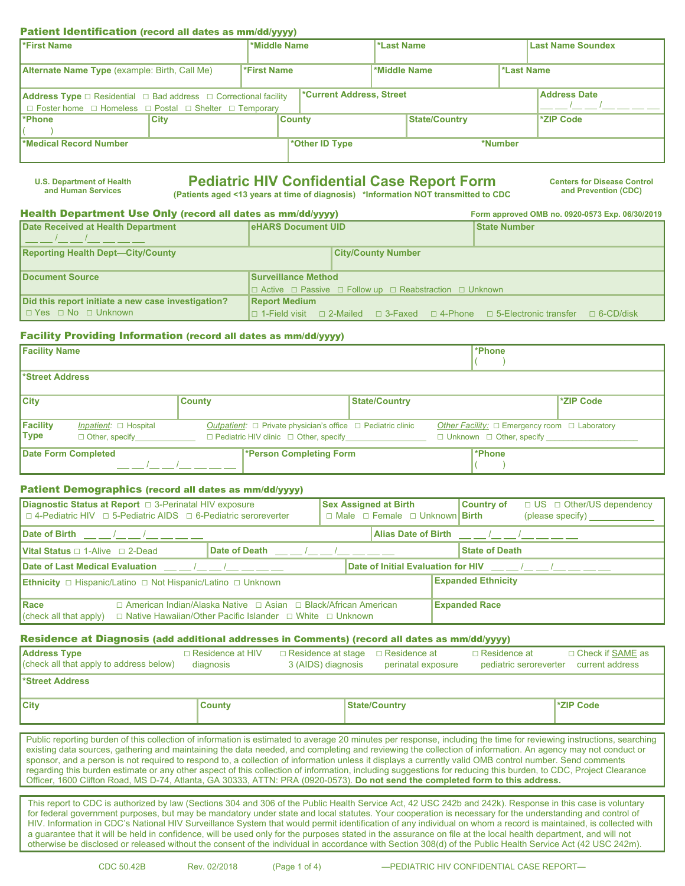## Patient Identification (record all dates as mm/dd/yyyy)

| *First Name | *Middle Name | *Last Name | Last Name Soundex |
|---|---|---|---|
| | | | |

| Alternate Name Type (example: Birth, Call Me) | *First Name | *Middle Name | *Last Name |
|---|---|---|---|
| | | | |

| Address Type ☐ Residential ☐ Bad address ☐ Correctional facility ☐ Foster home ☐ Homeless ☐ Postal ☐ Shelter ☐ Temporary | *Current Address, Street | Address Date \_\_ \_\_/\_\_ \_\_/\_\_ \_\_ \_\_ \_\_ |
|---|---|---|

| *Phone ( ) | City | County | State/Country | *ZIP Code |
|---|---|---|---|---|

| *Medical Record Number | *Other ID Type | *Number |
|---|---|---|

U.S. Department of Health and Human Services

# Pediatric HIV Confidential Case Report Form

**(Patients aged <13 years at time of diagnosis) *Information NOT transmitted to CDC**

Centers for Disease Control and Prevention (CDC)

## Health Department Use Only (record all dates as mm/dd/yyyy)

Form approved OMB no. 0920-0573 Exp. 06/30/2019

| Date Received at Health Department \_\_ \_\_/\_\_ \_\_/\_\_ \_\_ \_\_ \_\_ | eHARS Document UID | State Number |
|---|---|---|

| Reporting Health Dept—City/County | City/County Number |
|---|---|

| Document Source | Surveillance Method ☐ Active ☐ Passive ☐ Follow up ☐ Reabstraction ☐ Unknown |
|---|---|
| Did this report initiate a new case investigation? ☐ Yes ☐ No ☐ Unknown | Report Medium ☐ 1-Field visit ☐ 2-Mailed ☐ 3-Faxed ☐ 4-Phone ☐ 5-Electronic transfer ☐ 6-CD/disk |

## Facility Providing Information (record all dates as mm/dd/yyyy)

| Facility Name | *Phone ( ) |
|---|---|

*Street Address

| City | County | State/Country | *ZIP Code |
|---|---|---|---|

**Facility Type**
- *Inpatient:* ☐ Hospital ☐ Other, specify\_\_\_\_\_\_\_\_
- *Outpatient:* ☐ Private physician's office ☐ Pediatric clinic ☐ Pediatric HIV clinic ☐ Other, specify\_\_\_\_\_\_\_\_
- *Other Facility:* ☐ Emergency room ☐ Laboratory ☐ Unknown ☐ Other, specify \_\_\_\_\_\_\_\_

| Date Form Completed \_\_ \_\_/\_\_ \_\_/\_\_ \_\_ \_\_ \_\_ | *Person Completing Form | *Phone ( ) |
|---|---|---|

## Patient Demographics (record all dates as mm/dd/yyyy)

| Diagnostic Status at Report ☐ 3-Perinatal HIV exposure ☐ 4-Pediatric HIV ☐ 5-Pediatric AIDS ☐ 6-Pediatric seroreverter | Sex Assigned at Birth ☐ Male ☐ Female ☐ Unknown | Country of Birth ☐ US ☐ Other/US dependency (please specify) \_\_\_\_\_\_\_\_ |
|---|---|---|

| Date of Birth \_\_ \_\_/\_\_ \_\_/\_\_ \_\_ \_\_ \_\_ | Alias Date of Birth \_\_ \_\_/\_\_ \_\_/\_\_ \_\_ \_\_ \_\_ |
|---|---|

| Vital Status ☐ 1-Alive ☐ 2-Dead | Date of Death \_\_ \_\_/\_\_ \_\_/\_\_ \_\_ \_\_ \_\_ | State of Death |
|---|---|---|

| Date of Last Medical Evaluation \_\_ \_\_/\_\_ \_\_/\_\_ \_\_ \_\_ \_\_ | Date of Initial Evaluation for HIV \_\_ \_\_/\_\_ \_\_/\_\_ \_\_ \_\_ \_\_ |
|---|---|

| Ethnicity ☐ Hispanic/Latino ☐ Not Hispanic/Latino ☐ Unknown | Expanded Ethnicity |
|---|---|
| Race (check all that apply) ☐ American Indian/Alaska Native ☐ Asian ☐ Black/African American ☐ Native Hawaiian/Other Pacific Islander ☐ White ☐ Unknown | Expanded Race |

## Residence at Diagnosis (add additional addresses in Comments) (record all dates as mm/dd/yyyy)

| Address Type (check all that apply to address below) | ☐ Residence at HIV diagnosis | ☐ Residence at stage 3 (AIDS) diagnosis | ☐ Residence at perinatal exposure | ☐ Residence at pediatric seroreverter | ☐ Check if SAME as current address |
|---|---|---|---|---|---|

*Street Address

| City | County | State/Country | *ZIP Code |
|---|---|---|---|

Public reporting burden of this collection of information is estimated to average 20 minutes per response, including the time for reviewing instructions, searching existing data sources, gathering and maintaining the data needed, and completing and reviewing the collection of information. An agency may not conduct or sponsor, and a person is not required to respond to, a collection of information unless it displays a currently valid OMB control number. Send comments regarding this burden estimate or any other aspect of this collection of information, including suggestions for reducing this burden, to CDC, Project Clearance Officer, 1600 Clifton Road, MS D-74, Atlanta, GA 30333, ATTN: PRA (0920-0573). **Do not send the completed form to this address.**

This report to CDC is authorized by law (Sections 304 and 306 of the Public Health Service Act, 42 USC 242b and 242k). Response in this case is voluntary for federal government purposes, but may be mandatory under state and local statutes. Your cooperation is necessary for the understanding and control of HIV. Information in CDC's National HIV Surveillance System that would permit identification of any individual on whom a record is maintained, is collected with a guarantee that it will be held in confidence, will be used only for the purposes stated in the assurance on file at the local health department, and will not otherwise be disclosed or released without the consent of the individual in accordance with Section 308(d) of the Public Health Service Act (42 USC 242m).

CDC 50.42B Rev. 02/2018 —PEDIATRIC HIV CONFIDENTIAL CASE REPORT—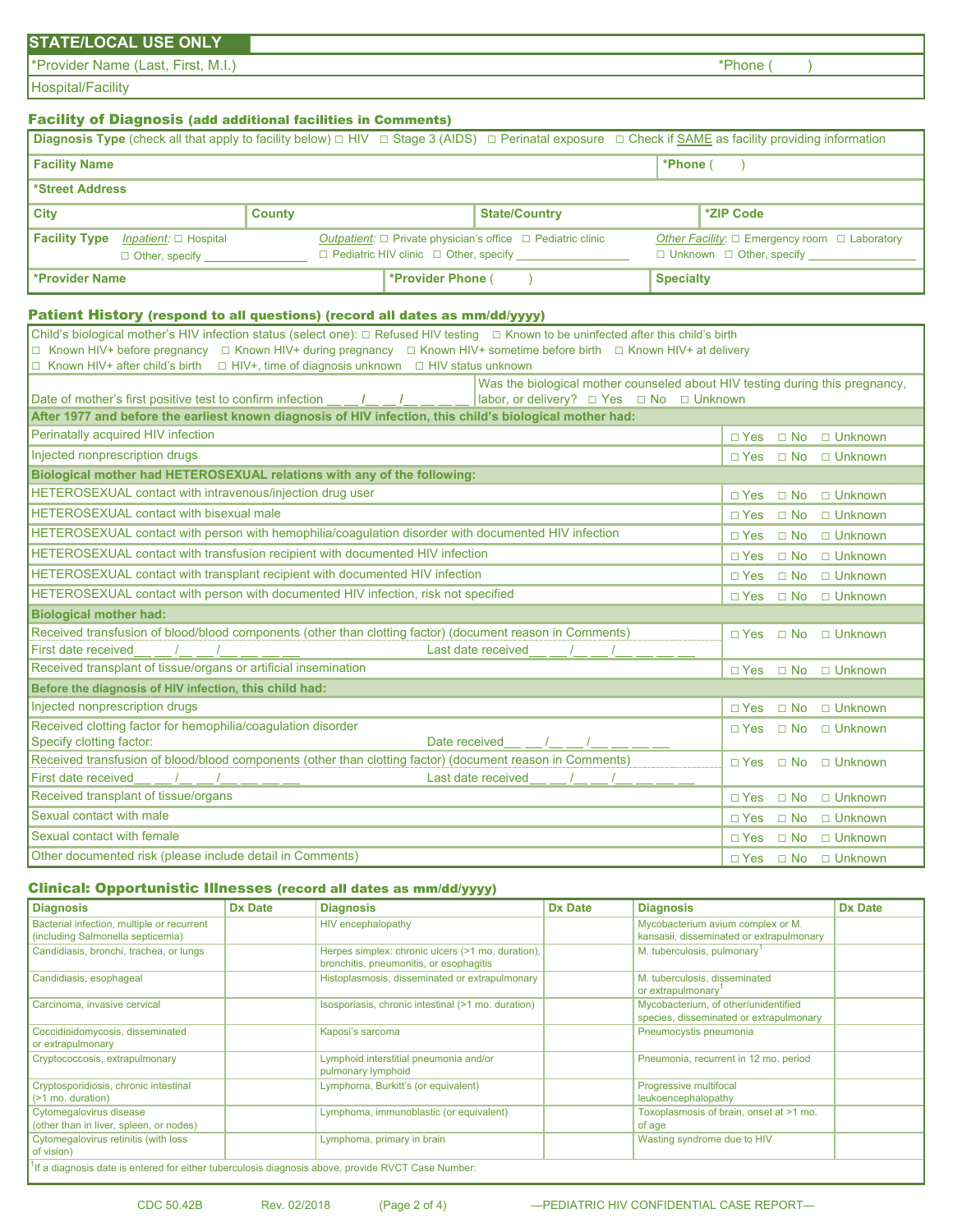| STATE/LOCAL USE ONLY | |
|---|---|
| *Provider Name (Last, First, M.I.) | *Phone (        ) |
| Hospital/Facility | |

### Facility of Diagnosis (add additional facilities in Comments)

| | | | |
|---|---|---|---|
| **Diagnosis Type** (check all that apply to facility below) ☐ HIV ☐ Stage 3 (AIDS) ☐ Perinatal exposure ☐ Check if SAME as facility providing information | | | |
| **Facility Name** | | | **\*Phone** (        ) |
| **\*Street Address** | | | |
| **City** | **County** | **State/Country** | **\*ZIP Code** |
| **Facility Type** *Inpatient:* ☐ Hospital ☐ Other, specify ________ | *Outpatient:* ☐ Private physician's office ☐ Pediatric clinic ☐ Pediatric HIV clinic ☐ Other, specify ________ | | *Other Facility:* ☐ Emergency room ☐ Laboratory ☐ Unknown ☐ Other, specify ________ |
| **\*Provider Name** | **\*Provider Phone** (        ) | | **Specialty** |

### Patient History (respond to all questions) (record all dates as mm/dd/yyyy)

Child's biological mother's HIV infection status (select one): ☐ Refused HIV testing ☐ Known to be uninfected after this child's birth
☐ Known HIV+ before pregnancy ☐ Known HIV+ during pregnancy ☐ Known HIV+ sometime before birth ☐ Known HIV+ at delivery
☐ Known HIV+ after child's birth ☐ HIV+, time of diagnosis unknown ☐ HIV status unknown

| | |
|---|---|
| Date of mother's first positive test to confirm infection __ __/__ __/__ __ __ __ | Was the biological mother counseled about HIV testing during this pregnancy, labor, or delivery? ☐ Yes ☐ No ☐ Unknown |

| | |
|---|---|
| **After 1977 and before the earliest known diagnosis of HIV infection, this child's biological mother had:** | |
| Perinatally acquired HIV infection | ☐ Yes ☐ No ☐ Unknown |
| Injected nonprescription drugs | ☐ Yes ☐ No ☐ Unknown |
| **Biological mother had HETEROSEXUAL relations with any of the following:** | |
| HETEROSEXUAL contact with intravenous/injection drug user | ☐ Yes ☐ No ☐ Unknown |
| HETEROSEXUAL contact with bisexual male | ☐ Yes ☐ No ☐ Unknown |
| HETEROSEXUAL contact with person with hemophilia/coagulation disorder with documented HIV infection | ☐ Yes ☐ No ☐ Unknown |
| HETEROSEXUAL contact with transfusion recipient with documented HIV infection | ☐ Yes ☐ No ☐ Unknown |
| HETEROSEXUAL contact with transplant recipient with documented HIV infection | ☐ Yes ☐ No ☐ Unknown |
| HETEROSEXUAL contact with person with documented HIV infection, risk not specified | ☐ Yes ☐ No ☐ Unknown |
| **Biological mother had:** | |
| Received transfusion of blood/blood components (other than clotting factor) (document reason in Comments)<br>First date received__ __/__ __/__ __ __ __    Last date received__ __/__ __/__ __ __ __ | ☐ Yes ☐ No ☐ Unknown |
| Received transplant of tissue/organs or artificial insemination | ☐ Yes ☐ No ☐ Unknown |
| **Before the diagnosis of HIV infection, this child had:** | |
| Injected nonprescription drugs | ☐ Yes ☐ No ☐ Unknown |
| Received clotting factor for hemophilia/coagulation disorder<br>Specify clotting factor:    Date received__ __/__ __/__ __ __ __ | ☐ Yes ☐ No ☐ Unknown |
| Received transfusion of blood/blood components (other than clotting factor) (document reason in Comments)<br>First date received__ __/__ __/__ __ __ __    Last date received__ __/__ __/__ __ __ __ | ☐ Yes ☐ No ☐ Unknown |
| Received transplant of tissue/organs | ☐ Yes ☐ No ☐ Unknown |
| Sexual contact with male | ☐ Yes ☐ No ☐ Unknown |
| Sexual contact with female | ☐ Yes ☐ No ☐ Unknown |
| Other documented risk (please include detail in Comments) | ☐ Yes ☐ No ☐ Unknown |

### Clinical: Opportunistic Illnesses (record all dates as mm/dd/yyyy)

| Diagnosis | Dx Date | Diagnosis | Dx Date | Diagnosis | Dx Date |
|---|---|---|---|---|---|
| Bacterial infection, multiple or recurrent (including Salmonella septicemia) | | HIV encephalopathy | | Mycobacterium avium complex or M. kansasii, disseminated or extrapulmonary | |
| Candidiasis, bronchi, trachea, or lungs | | Herpes simplex: chronic ulcers (>1 mo. duration), bronchitis, pneumonitis, or esophagitis | | M. tuberculosis, pulmonary[1] | |
| Candidiasis, esophageal | | Histoplasmosis, disseminated or extrapulmonary | | M. tuberculosis, disseminated or extrapulmonary[1] | |
| Carcinoma, invasive cervical | | Isosporiasis, chronic intestinal (>1 mo. duration) | | Mycobacterium, of other/unidentified species, disseminated or extrapulmonary | |
| Coccidioidomycosis, disseminated or extrapulmonary | | Kaposi's sarcoma | | Pneumocystis pneumonia | |
| Cryptococcosis, extrapulmonary | | Lymphoid interstitial pneumonia and/or pulmonary lymphoid | | Pneumonia, recurrent in 12 mo. period | |
| Cryptosporidiosis, chronic intestinal (>1 mo. duration) | | Lymphoma, Burkitt's (or equivalent) | | Progressive multifocal leukoencephalopathy | |
| Cytomegalovirus disease (other than in liver, spleen, or nodes) | | Lymphoma, immunoblastic (or equivalent) | | Toxoplasmosis of brain, onset at >1 mo. of age | |
| Cytomegalovirus retinitis (with loss of vision) | | Lymphoma, primary in brain | | Wasting syndrome due to HIV | |

[1]If a diagnosis date is entered for either tuberculosis diagnosis above, provide RVCT Case Number:

CDC 50.42B    Rev. 02/2018    —PEDIATRIC HIV CONFIDENTIAL CASE REPORT—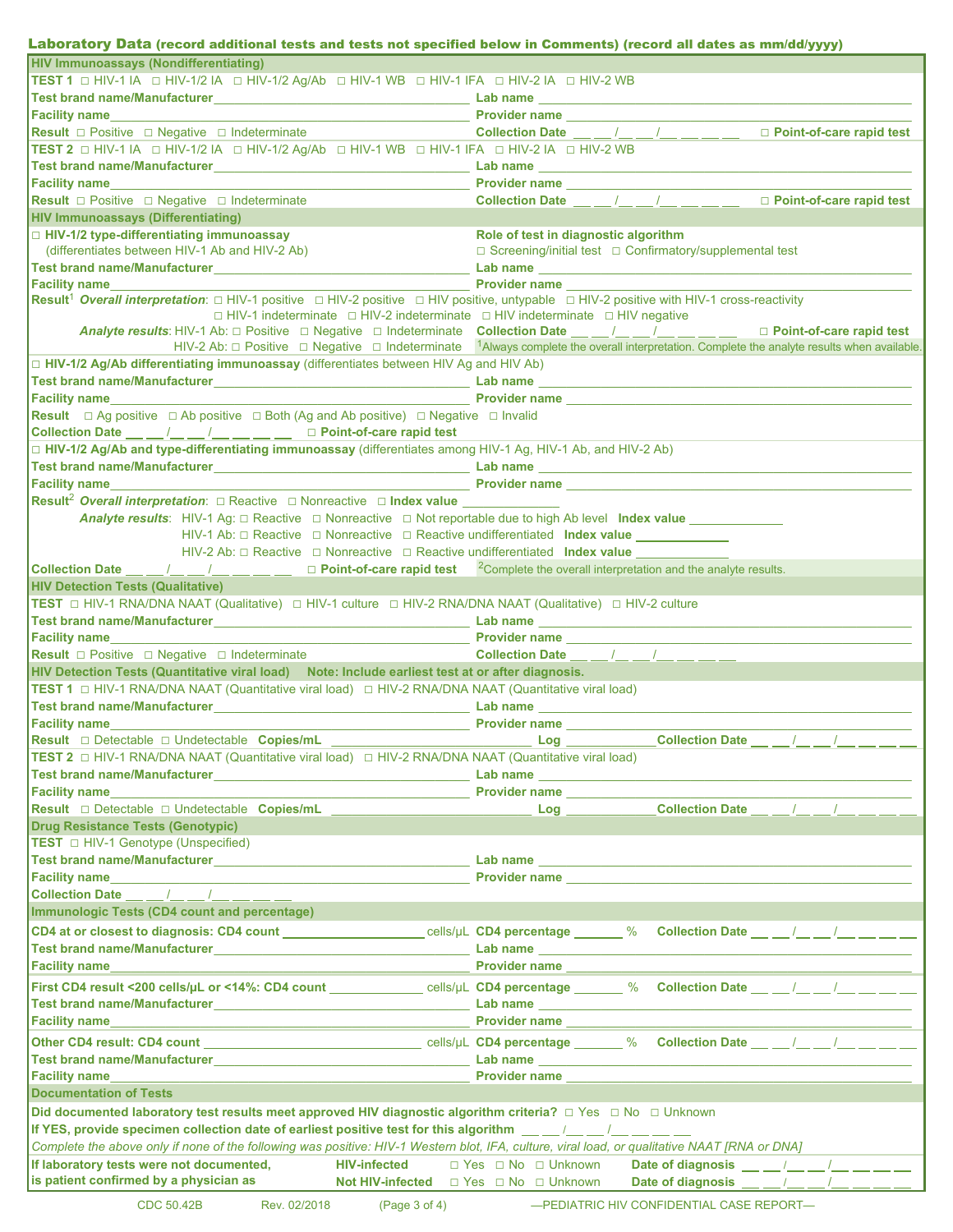## Laboratory Data (record additional tests and tests not specified below in Comments) (record all dates as mm/dd/yyyy)

### HIV Immunoassays (Nondifferentiating)

**TEST 1** □ HIV-1 IA □ HIV-1/2 IA □ HIV-1/2 Ag/Ab □ HIV-1 WB □ HIV-1 IFA □ HIV-2 IA □ HIV-2 WB

**Test brand name/Manufacturer** ______________________ **Lab name** ______________________

**Facility name** ______________________ **Provider name** ______________________

**Result** □ Positive □ Negative □ Indeterminate **Collection Date** __ __/__ __/__ __ __ __ □ **Point-of-care rapid test**

**TEST 2** □ HIV-1 IA □ HIV-1/2 IA □ HIV-1/2 Ag/Ab □ HIV-1 WB □ HIV-1 IFA □ HIV-2 IA □ HIV-2 WB

**Test brand name/Manufacturer** ______________________ **Lab name** ______________________

**Facility name** ______________________ **Provider name** ______________________

**Result** □ Positive □ Negative □ Indeterminate **Collection Date** __ __/__ __/__ __ __ __ □ **Point-of-care rapid test**

### HIV Immunoassays (Differentiating)

□ **HIV-1/2 type-differentiating immunoassay** (differentiates between HIV-1 Ab and HIV-2 Ab)

**Role of test in diagnostic algorithm** □ Screening/initial test □ Confirmatory/supplemental test

**Test brand name/Manufacturer** ______________________ **Lab name** ______________________

**Facility name** ______________________ **Provider name** ______________________

**Result**[1] ***Overall interpretation***: □ HIV-1 positive □ HIV-2 positive □ HIV positive, untypable □ HIV-2 positive with HIV-1 cross-reactivity □ HIV-1 indeterminate □ HIV-2 indeterminate □ HIV indeterminate □ HIV negative

***Analyte results***: HIV-1 Ab: □ Positive □ Negative □ Indeterminate **Collection Date** __ __/__ __/__ __ __ __ □ **Point-of-care rapid test**

HIV-2 Ab: □ Positive □ Negative □ Indeterminate

[1]Always complete the overall interpretation. Complete the analyte results when available.

□ **HIV-1/2 Ag/Ab differentiating immunoassay** (differentiates between HIV Ag and HIV Ab)

**Test brand name/Manufacturer** ______________________ **Lab name** ______________________

**Facility name** ______________________ **Provider name** ______________________

**Result** □ Ag positive □ Ab positive □ Both (Ag and Ab positive) □ Negative □ Invalid

**Collection Date** __ __/__ __/__ __ __ __ □ **Point-of-care rapid test**

□ **HIV-1/2 Ag/Ab and type-differentiating immunoassay** (differentiates among HIV-1 Ag, HIV-1 Ab, and HIV-2 Ab)

**Test brand name/Manufacturer** ______________________ **Lab name** ______________________

**Facility name** ______________________ **Provider name** ______________________

**Result**[2] ***Overall interpretation***: □ Reactive □ Nonreactive □ **Index value** __________

***Analyte results***: HIV-1 Ag: □ Reactive □ Nonreactive □ Not reportable due to high Ab level **Index value** __________

HIV-1 Ab: □ Reactive □ Nonreactive □ Reactive undifferentiated **Index value** __________

HIV-2 Ab: □ Reactive □ Nonreactive □ Reactive undifferentiated **Index value** __________

**Collection Date** __ __/__ __/__ __ __ __ □ **Point-of-care rapid test**

[2]Complete the overall interpretation and the analyte results.

### HIV Detection Tests (Qualitative)

**TEST** □ HIV-1 RNA/DNA NAAT (Qualitative) □ HIV-1 culture □ HIV-2 RNA/DNA NAAT (Qualitative) □ HIV-2 culture

**Test brand name/Manufacturer** ______________________ **Lab name** ______________________

**Facility name** ______________________ **Provider name** ______________________

**Result** □ Positive □ Negative □ Indeterminate **Collection Date** __ __/__ __/__ __ __ __

### HIV Detection Tests (Quantitative viral load) Note: Include earliest test at or after diagnosis.

**TEST 1** □ HIV-1 RNA/DNA NAAT (Quantitative viral load) □ HIV-2 RNA/DNA NAAT (Quantitative viral load)

**Test brand name/Manufacturer** ______________________ **Lab name** ______________________

**Facility name** ______________________ **Provider name** ______________________

**Result** □ Detectable □ Undetectable **Copies/mL** __________ **Log** __________ **Collection Date** __ __/__ __/__ __ __ __

**TEST 2** □ HIV-1 RNA/DNA NAAT (Quantitative viral load) □ HIV-2 RNA/DNA NAAT (Quantitative viral load)

**Test brand name/Manufacturer** ______________________ **Lab name** ______________________

**Facility name** ______________________ **Provider name** ______________________

**Result** □ Detectable □ Undetectable **Copies/mL** __________ **Log** __________ **Collection Date** __ __/__ __/__ __ __ __

### Drug Resistance Tests (Genotypic)

**TEST** □ HIV-1 Genotype (Unspecified)

**Test brand name/Manufacturer** ______________________ **Lab name** ______________________

**Facility name** ______________________ **Provider name** ______________________

**Collection Date** __ __/__ __/__ __ __ __

### Immunologic Tests (CD4 count and percentage)

**CD4 at or closest to diagnosis: CD4 count** __________ cells/µL **CD4 percentage** ______ % **Collection Date** __ __/__ __/__ __ __ __

**Test brand name/Manufacturer** ______________________ **Lab name** ______________________

**Facility name** ______________________ **Provider name** ______________________

**First CD4 result <200 cells/µL or <14%: CD4 count** __________ cells/µL **CD4 percentage** ______ % **Collection Date** __ __/__ __/__ __ __ __

**Test brand name/Manufacturer** ______________________ **Lab name** ______________________

**Facility name** ______________________ **Provider name** ______________________

**Other CD4 result: CD4 count** __________ cells/µL **CD4 percentage** ______ % **Collection Date** __ __/__ __/__ __ __ __

**Test brand name/Manufacturer** ______________________ **Lab name** ______________________

**Facility name** ______________________ **Provider name** ______________________

### Documentation of Tests

**Did documented laboratory test results meet approved HIV diagnostic algorithm criteria?** □ Yes □ No □ Unknown

**If YES, provide specimen collection date of earliest positive test for this algorithm** __ __/__ __/__ __ __ __

*Complete the above only if none of the following was positive: HIV-1 Western blot, IFA, culture, viral load, or qualitative NAAT [RNA or DNA]*

**If laboratory tests were not documented, is patient confirmed by a physician as**

**HIV-infected** □ Yes □ No □ Unknown **Date of diagnosis** __ __/__ __/__ __ __ __

**Not HIV-infected** □ Yes □ No □ Unknown **Date of diagnosis** __ __/__ __/__ __ __ __

CDC 50.42B Rev. 02/2018 —PEDIATRIC HIV CONFIDENTIAL CASE REPORT—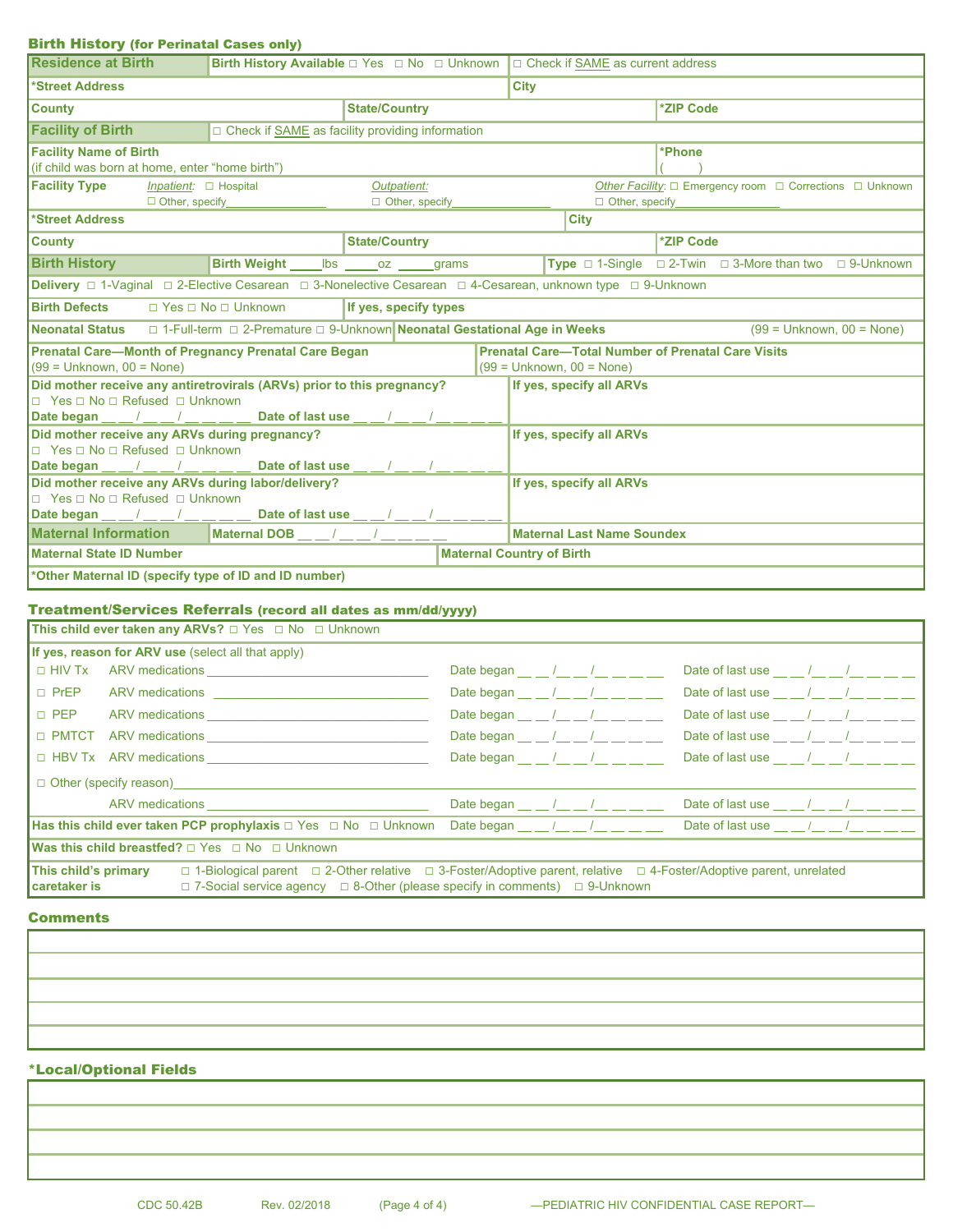## Birth History (for Perinatal Cases only)

| | | | |
|---|---|---|---|
| **Residence at Birth** | **Birth History Available** ☐ Yes ☐ No ☐ Unknown | ☐ Check if SAME as current address | |
| ***Street Address** | | **City** | |
| **County** | **State/Country** | | ***ZIP Code** |
| **Facility of Birth** | ☐ Check if SAME as facility providing information | | |
| **Facility Name of Birth** (if child was born at home, enter "home birth") | | | ***Phone** ( ) |
| **Facility Type** | *Inpatient:* ☐ Hospital ☐ Other, specify____ | *Outpatient:* ☐ Other, specify____ | *Other Facility*: ☐ Emergency room ☐ Corrections ☐ Unknown ☐ Other, specify____ |
| ***Street Address** | | **City** | |
| **County** | **State/Country** | | ***ZIP Code** |
| **Birth History** | **Birth Weight** ____lbs ____oz ____grams | **Type** ☐ 1-Single ☐ 2-Twin ☐ 3-More than two ☐ 9-Unknown | |
| **Delivery** ☐ 1-Vaginal ☐ 2-Elective Cesarean ☐ 3-Nonelective Cesarean ☐ 4-Cesarean, unknown type ☐ 9-Unknown | | | |
| **Birth Defects** ☐ Yes ☐ No ☐ Unknown | **If yes, specify types** | | |
| **Neonatal Status** ☐ 1-Full-term ☐ 2-Premature ☐ 9-Unknown | **Neonatal Gestational Age in Weeks** (99 = Unknown, 00 = None) | | |
| **Prenatal Care—Month of Pregnancy Prenatal Care Began** (99 = Unknown, 00 = None) | **Prenatal Care—Total Number of Prenatal Care Visits** (99 = Unknown, 00 = None) | | |
| **Did mother receive any antiretrovirals (ARVs) prior to this pregnancy?** ☐ Yes ☐ No ☐ Refused ☐ Unknown **Date began** __ __/__ __/__ __ __ __ **Date of last use** __ __/__ __/__ __ __ __ | **If yes, specify all ARVs** | | |
| **Did mother receive any ARVs during pregnancy?** ☐ Yes ☐ No ☐ Refused ☐ Unknown **Date began** __ __/__ __/__ __ __ __ **Date of last use** __ __/__ __/__ __ __ __ | **If yes, specify all ARVs** | | |
| **Did mother receive any ARVs during labor/delivery?** ☐ Yes ☐ No ☐ Refused ☐ Unknown **Date began** __ __/__ __/__ __ __ __ **Date of last use** __ __/__ __/__ __ __ __ | **If yes, specify all ARVs** | | |
| **Maternal Information** | **Maternal DOB** __ __/__ __/__ __ __ __ | **Maternal Last Name Soundex** | |
| **Maternal State ID Number** | | **Maternal Country of Birth** | |
| ***Other Maternal ID (specify type of ID and ID number)** | | | |

## Treatment/Services Referrals (record all dates as mm/dd/yyyy)

**This child ever taken any ARVs?** ☐ Yes ☐ No ☐ Unknown

**If yes, reason for ARV use** (select all that apply)

| | | | |
|---|---|---|---|
| ☐ HIV Tx | ARV medications ____ | Date began __ __/__ __/__ __ __ __ | Date of last use __ __/__ __/__ __ __ __ |
| ☐ PrEP | ARV medications ____ | Date began __ __/__ __/__ __ __ __ | Date of last use __ __/__ __/__ __ __ __ |
| ☐ PEP | ARV medications ____ | Date began __ __/__ __/__ __ __ __ | Date of last use __ __/__ __/__ __ __ __ |
| ☐ PMTCT | ARV medications ____ | Date began __ __/__ __/__ __ __ __ | Date of last use __ __/__ __/__ __ __ __ |
| ☐ HBV Tx | ARV medications ____ | Date began __ __/__ __/__ __ __ __ | Date of last use __ __/__ __/__ __ __ __ |
| ☐ Other (specify reason)____ | | | |
| | ARV medications ____ | Date began __ __/__ __/__ __ __ __ | Date of last use __ __/__ __/__ __ __ __ |

**Has this child ever taken PCP prophylaxis** ☐ Yes ☐ No ☐ Unknown Date began __ __/__ __/__ __ __ __ Date of last use __ __/__ __/__ __ __ __

**Was this child breastfed?** ☐ Yes ☐ No ☐ Unknown

**This child's primary caretaker is** ☐ 1-Biological parent ☐ 2-Other relative ☐ 3-Foster/Adoptive parent, relative ☐ 4-Foster/Adoptive parent, unrelated ☐ 7-Social service agency ☐ 8-Other (please specify in comments) ☐ 9-Unknown

## Comments

## *Local/Optional Fields

CDC 50.42B Rev. 02/2018 —PEDIATRIC HIV CONFIDENTIAL CASE REPORT—